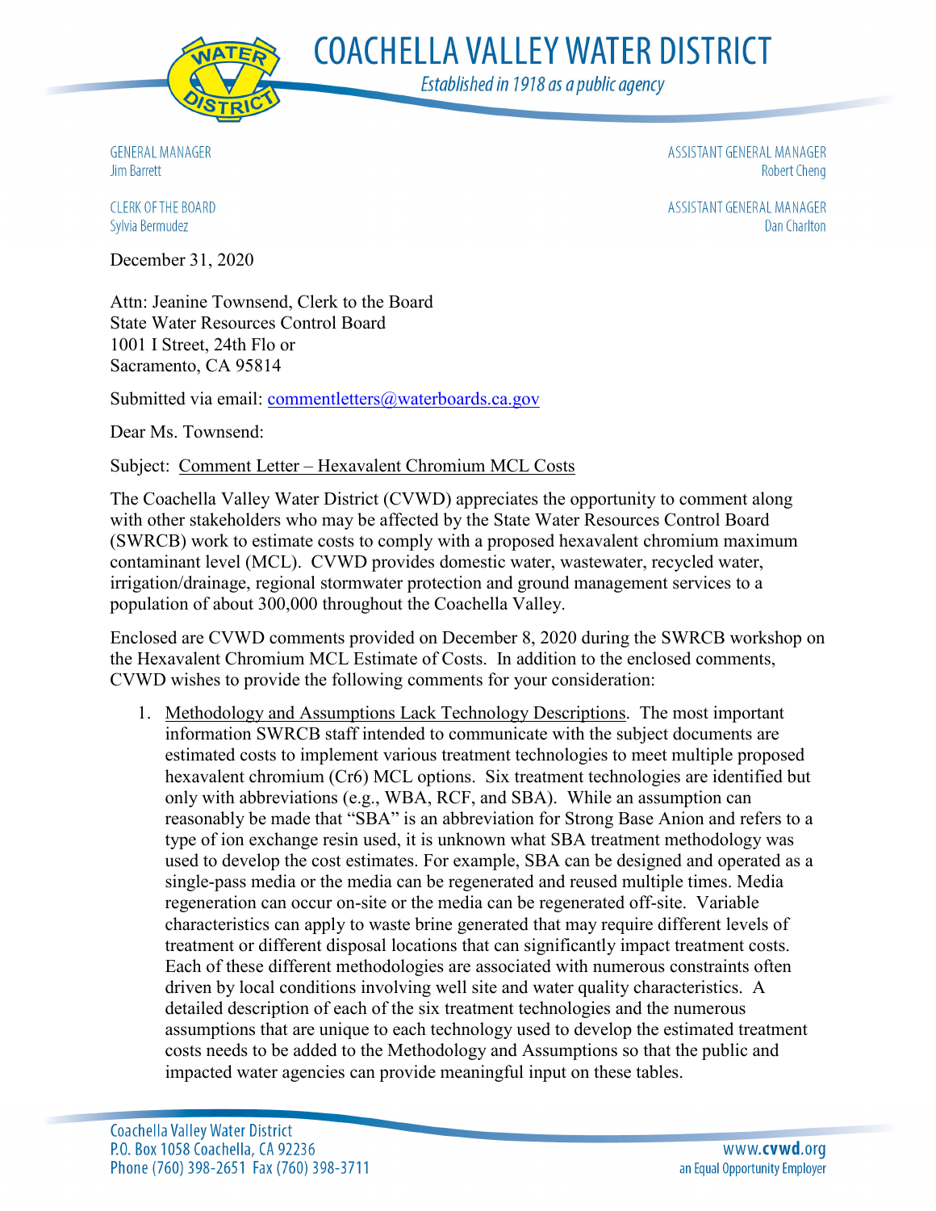# COACHELLA VALLEY WATER DISTRICT

*Established in 1918 as a public agency*

GENERAL MANAGER
Jim Barrett

CLERK OF THE BOARD
Sylvia Bermudez

ASSISTANT GENERAL MANAGER
Robert Cheng

ASSISTANT GENERAL MANAGER
Dan Charlton

December 31, 2020

Attn: Jeanine Townsend, Clerk to the Board
State Water Resources Control Board
1001 I Street, 24th Flo or
Sacramento, CA 95814

Submitted via email: commentletters@waterboards.ca.gov

Dear Ms. Townsend:

Subject: Comment Letter – Hexavalent Chromium MCL Costs

The Coachella Valley Water District (CVWD) appreciates the opportunity to comment along with other stakeholders who may be affected by the State Water Resources Control Board (SWRCB) work to estimate costs to comply with a proposed hexavalent chromium maximum contaminant level (MCL). CVWD provides domestic water, wastewater, recycled water, irrigation/drainage, regional stormwater protection and ground management services to a population of about 300,000 throughout the Coachella Valley.

Enclosed are CVWD comments provided on December 8, 2020 during the SWRCB workshop on the Hexavalent Chromium MCL Estimate of Costs. In addition to the enclosed comments, CVWD wishes to provide the following comments for your consideration:

1. Methodology and Assumptions Lack Technology Descriptions. The most important information SWRCB staff intended to communicate with the subject documents are estimated costs to implement various treatment technologies to meet multiple proposed hexavalent chromium (Cr6) MCL options. Six treatment technologies are identified but only with abbreviations (e.g., WBA, RCF, and SBA). While an assumption can reasonably be made that "SBA" is an abbreviation for Strong Base Anion and refers to a type of ion exchange resin used, it is unknown what SBA treatment methodology was used to develop the cost estimates. For example, SBA can be designed and operated as a single-pass media or the media can be regenerated and reused multiple times. Media regeneration can occur on-site or the media can be regenerated off-site. Variable characteristics can apply to waste brine generated that may require different levels of treatment or different disposal locations that can significantly impact treatment costs. Each of these different methodologies are associated with numerous constraints often driven by local conditions involving well site and water quality characteristics. A detailed description of each of the six treatment technologies and the numerous assumptions that are unique to each technology used to develop the estimated treatment costs needs to be added to the Methodology and Assumptions so that the public and impacted water agencies can provide meaningful input on these tables.

Coachella Valley Water District
P.O. Box 1058 Coachella, CA 92236
Phone (760) 398-2651 Fax (760) 398-3711

www.cvwd.org
an Equal Opportunity Employer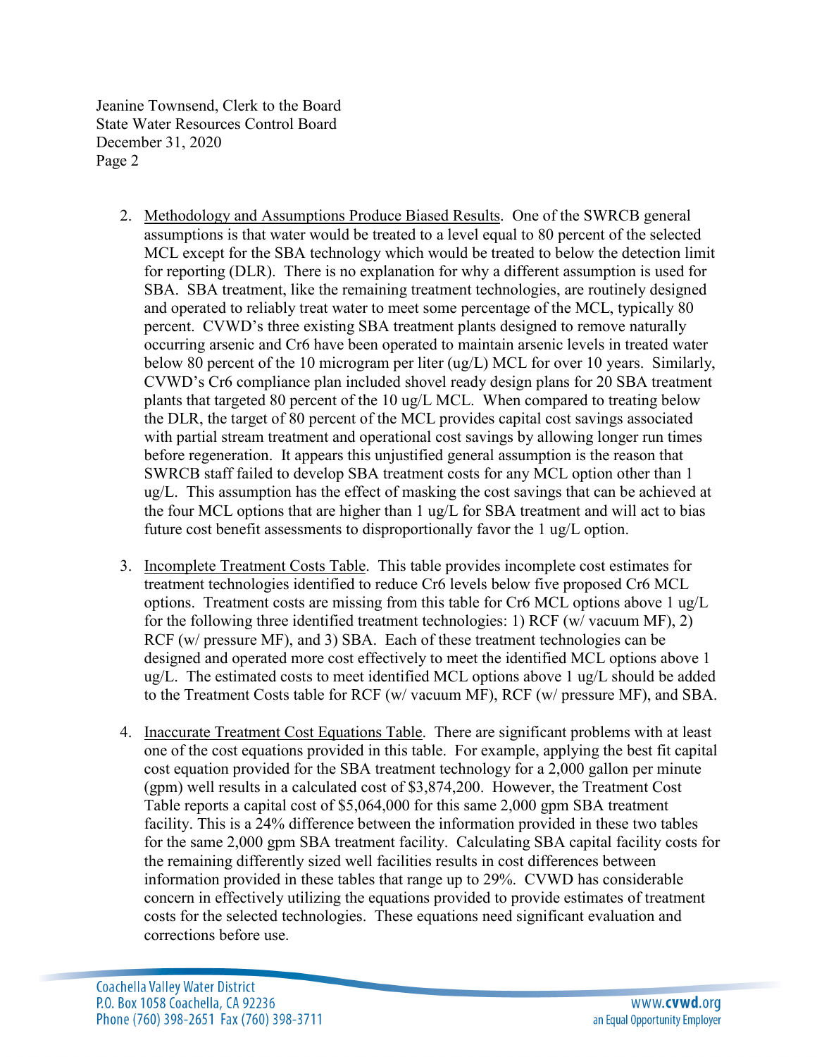Jeanine Townsend, Clerk to the Board
State Water Resources Control Board
December 31, 2020
Page 2

2. Methodology and Assumptions Produce Biased Results. One of the SWRCB general assumptions is that water would be treated to a level equal to 80 percent of the selected MCL except for the SBA technology which would be treated to below the detection limit for reporting (DLR). There is no explanation for why a different assumption is used for SBA. SBA treatment, like the remaining treatment technologies, are routinely designed and operated to reliably treat water to meet some percentage of the MCL, typically 80 percent. CVWD's three existing SBA treatment plants designed to remove naturally occurring arsenic and Cr6 have been operated to maintain arsenic levels in treated water below 80 percent of the 10 microgram per liter (ug/L) MCL for over 10 years. Similarly, CVWD's Cr6 compliance plan included shovel ready design plans for 20 SBA treatment plants that targeted 80 percent of the 10 ug/L MCL. When compared to treating below the DLR, the target of 80 percent of the MCL provides capital cost savings associated with partial stream treatment and operational cost savings by allowing longer run times before regeneration. It appears this unjustified general assumption is the reason that SWRCB staff failed to develop SBA treatment costs for any MCL option other than 1 ug/L. This assumption has the effect of masking the cost savings that can be achieved at the four MCL options that are higher than 1 ug/L for SBA treatment and will act to bias future cost benefit assessments to disproportionally favor the 1 ug/L option.

3. Incomplete Treatment Costs Table. This table provides incomplete cost estimates for treatment technologies identified to reduce Cr6 levels below five proposed Cr6 MCL options. Treatment costs are missing from this table for Cr6 MCL options above 1 ug/L for the following three identified treatment technologies: 1) RCF (w/ vacuum MF), 2) RCF (w/ pressure MF), and 3) SBA. Each of these treatment technologies can be designed and operated more cost effectively to meet the identified MCL options above 1 ug/L. The estimated costs to meet identified MCL options above 1 ug/L should be added to the Treatment Costs table for RCF (w/ vacuum MF), RCF (w/ pressure MF), and SBA.

4. Inaccurate Treatment Cost Equations Table. There are significant problems with at least one of the cost equations provided in this table. For example, applying the best fit capital cost equation provided for the SBA treatment technology for a 2,000 gallon per minute (gpm) well results in a calculated cost of $3,874,200. However, the Treatment Cost Table reports a capital cost of $5,064,000 for this same 2,000 gpm SBA treatment facility. This is a 24% difference between the information provided in these two tables for the same 2,000 gpm SBA treatment facility. Calculating SBA capital facility costs for the remaining differently sized well facilities results in cost differences between information provided in these tables that range up to 29%. CVWD has considerable concern in effectively utilizing the equations provided to provide estimates of treatment costs for the selected technologies. These equations need significant evaluation and corrections before use.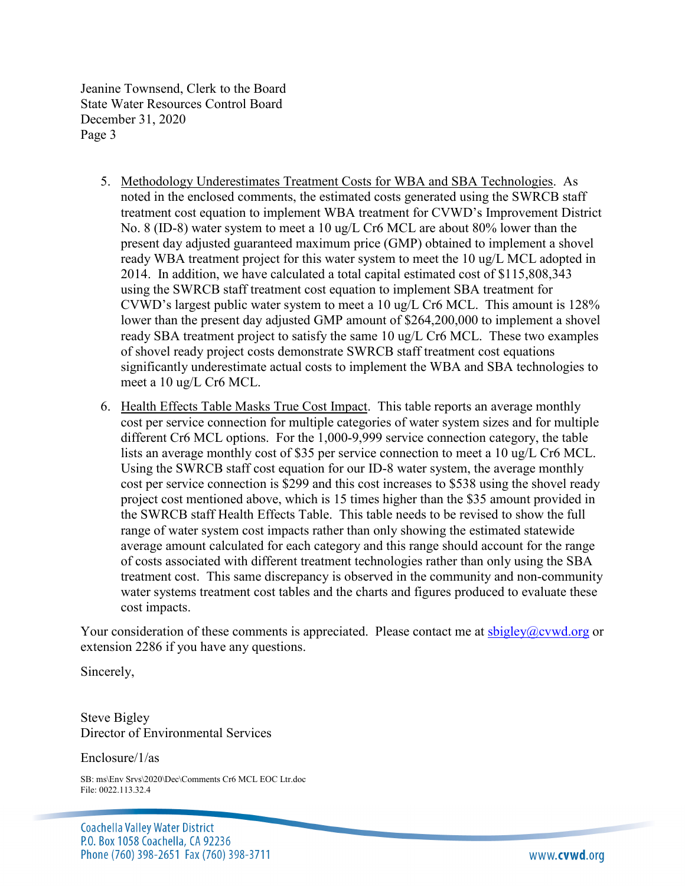Jeanine Townsend, Clerk to the Board
State Water Resources Control Board
December 31, 2020
Page 3

5. Methodology Underestimates Treatment Costs for WBA and SBA Technologies. As noted in the enclosed comments, the estimated costs generated using the SWRCB staff treatment cost equation to implement WBA treatment for CVWD's Improvement District No. 8 (ID-8) water system to meet a 10 ug/L Cr6 MCL are about 80% lower than the present day adjusted guaranteed maximum price (GMP) obtained to implement a shovel ready WBA treatment project for this water system to meet the 10 ug/L MCL adopted in 2014. In addition, we have calculated a total capital estimated cost of $115,808,343 using the SWRCB staff treatment cost equation to implement SBA treatment for CVWD's largest public water system to meet a 10 ug/L Cr6 MCL. This amount is 128% lower than the present day adjusted GMP amount of $264,200,000 to implement a shovel ready SBA treatment project to satisfy the same 10 ug/L Cr6 MCL. These two examples of shovel ready project costs demonstrate SWRCB staff treatment cost equations significantly underestimate actual costs to implement the WBA and SBA technologies to meet a 10 ug/L Cr6 MCL.

6. Health Effects Table Masks True Cost Impact. This table reports an average monthly cost per service connection for multiple categories of water system sizes and for multiple different Cr6 MCL options. For the 1,000-9,999 service connection category, the table lists an average monthly cost of $35 per service connection to meet a 10 ug/L Cr6 MCL. Using the SWRCB staff cost equation for our ID-8 water system, the average monthly cost per service connection is $299 and this cost increases to $538 using the shovel ready project cost mentioned above, which is 15 times higher than the $35 amount provided in the SWRCB staff Health Effects Table. This table needs to be revised to show the full range of water system cost impacts rather than only showing the estimated statewide average amount calculated for each category and this range should account for the range of costs associated with different treatment technologies rather than only using the SBA treatment cost. This same discrepancy is observed in the community and non-community water systems treatment cost tables and the charts and figures produced to evaluate these cost impacts.

Your consideration of these comments is appreciated. Please contact me at sbigley@cvwd.org or extension 2286 if you have any questions.

Sincerely,

Steve Bigley
Director of Environmental Services

Enclosure/1/as

SB: ms\Env Srvs\2020\Dec\Comments Cr6 MCL EOC Ltr.doc
File: 0022.113.32.4

Coachella Valley Water District
P.O. Box 1058 Coachella, CA 92236
Phone (760) 398-2651 Fax (760) 398-3711

www.cvwd.org